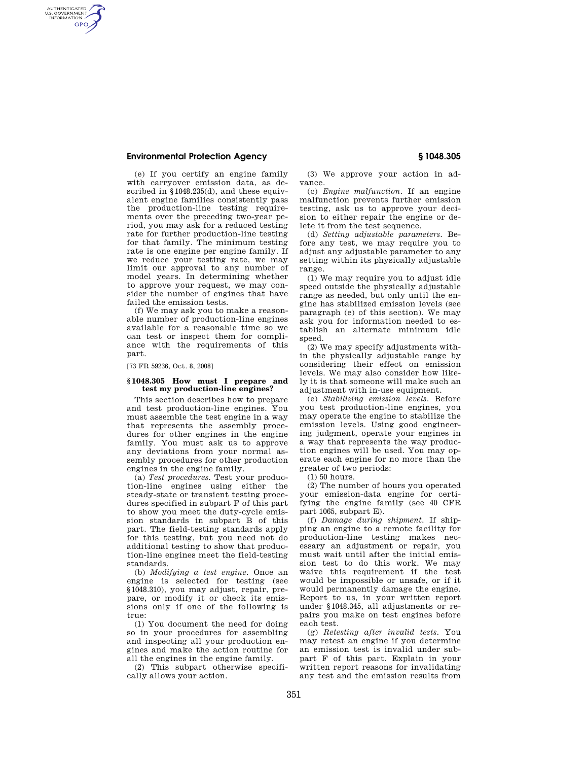(e) If you certify an engine family with carryover emission data, as described in §1048.235(d), and these equivalent engine families consistently pass the production-line testing requirements over the preceding two-year period, you may ask for a reduced testing rate for further production-line testing for that family. The minimum testing rate is one engine per engine family. If we reduce your testing rate, we may limit our approval to any number of model years. In determining whether to approve your request, we may consider the number of engines that have failed the emission tests.

(f) We may ask you to make a reasonable number of production-line engines available for a reasonable time so we can test or inspect them for compliance with the requirements of this part.

[73 FR 59236, Oct. 8, 2008]

### § 1048.305 How must I prepare and test my production-line engines?

This section describes how to prepare and test production-line engines. You must assemble the test engine in a way that represents the assembly procedures for other engines in the engine family. You must ask us to approve any deviations from your normal assembly procedures for other production engines in the engine family.

(a) *Test procedures.* Test your production-line engines using either the steady-state or transient testing procedures specified in subpart F of this part to show you meet the duty-cycle emission standards in subpart B of this part. The field-testing standards apply for this testing, but you need not do additional testing to show that production-line engines meet the field-testing standards.

(b) *Modifying a test engine.* Once an engine is selected for testing (see §1048.310), you may adjust, repair, prepare, or modify it or check its emissions only if one of the following is true:

(1) You document the need for doing so in your procedures for assembling and inspecting all your production engines and make the action routine for all the engines in the engine family.

(2) This subpart otherwise specifically allows your action.

(3) We approve your action in advance.

(c) *Engine malfunction.* If an engine malfunction prevents further emission testing, ask us to approve your decision to either repair the engine or delete it from the test sequence.

(d) *Setting adjustable parameters.* Before any test, we may require you to adjust any adjustable parameter to any setting within its physically adjustable range.

(1) We may require you to adjust idle speed outside the physically adjustable range as needed, but only until the engine has stabilized emission levels (see paragraph (e) of this section). We may ask you for information needed to establish an alternate minimum idle speed.

(2) We may specify adjustments within the physically adjustable range by considering their effect on emission levels. We may also consider how likely it is that someone will make such an adjustment with in-use equipment.

(e) *Stabilizing emission levels.* Before you test production-line engines, you may operate the engine to stabilize the emission levels. Using good engineering judgment, operate your engines in a way that represents the way production engines will be used. You may operate each engine for no more than the greater of two periods:

(1) 50 hours.

(2) The number of hours you operated your emission-data engine for certifying the engine family (see 40 CFR part 1065, subpart E).

(f) *Damage during shipment.* If shipping an engine to a remote facility for production-line testing makes necessary an adjustment or repair, you must wait until after the initial emission test to do this work. We may waive this requirement if the test would be impossible or unsafe, or if it would permanently damage the engine. Report to us, in your written report under §1048.345, all adjustments or repairs you make on test engines before each test.

(g) *Retesting after invalid tests.* You may retest an engine if you determine an emission test is invalid under subpart F of this part. Explain in your written report reasons for invalidating any test and the emission results from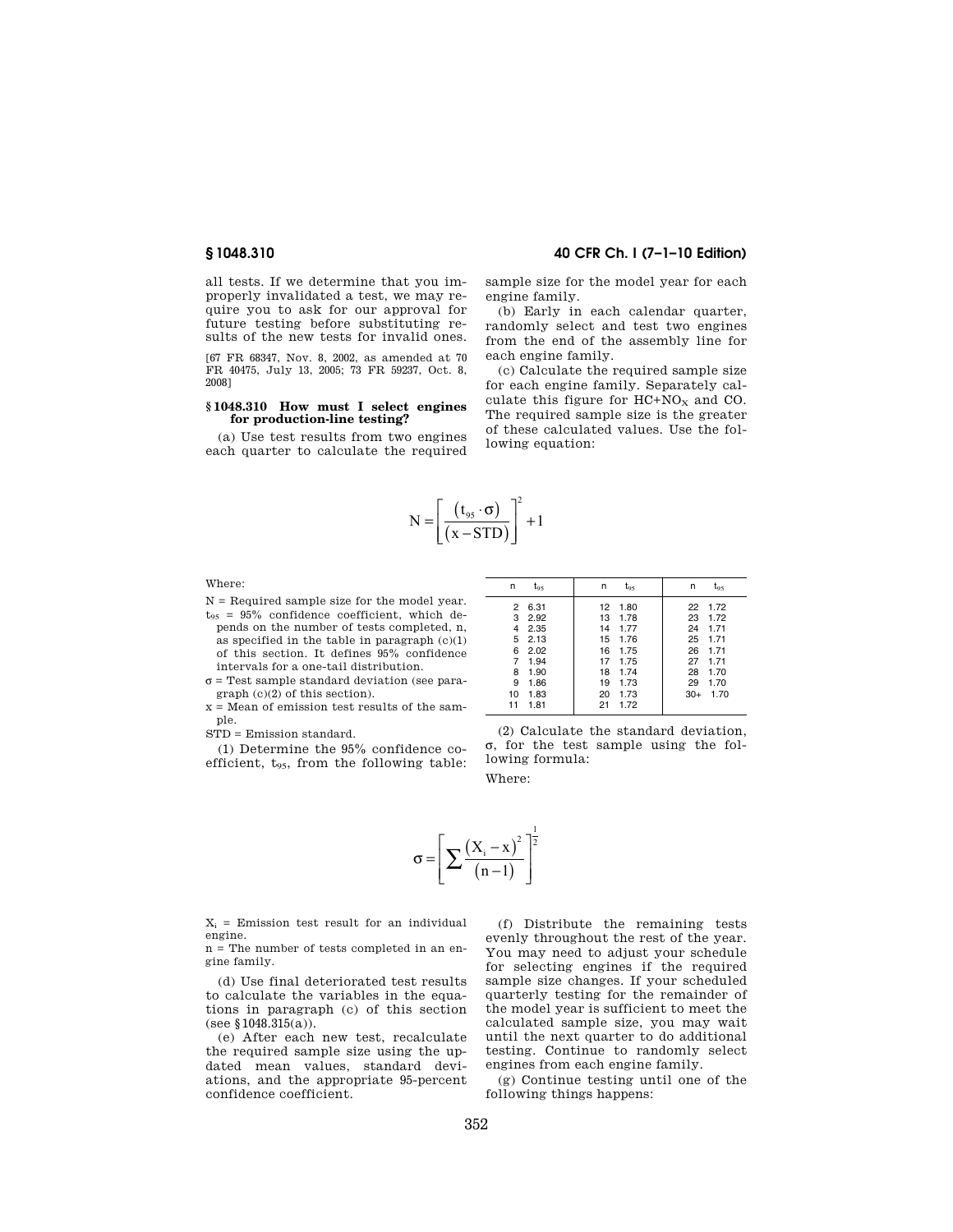all tests. If we determine that you improperly invalidated a test, we may require you to ask for our approval for future testing before substituting results of the new tests for invalid ones.

[67 FR 68347, Nov. 8, 2002, as amended at 70 FR 40475, July 13, 2005; 73 FR 59237, Oct. 8, 2008]

### § 1048.310 How must I select engines for production-line testing?

(a) Use test results from two engines each quarter to calculate the required sample size for the model year for each engine family.

(b) Early in each calendar quarter, randomly select and test two engines from the end of the assembly line for each engine family.

(c) Calculate the required sample size for each engine family. Separately calculate this figure for $HC+NO_X$ and CO. The required sample size is the greater of these calculated values. Use the following equation:

$$N = \left[ \frac{(t_{95} \cdot \sigma)}{(x - STD)} \right]^2 + 1$$

Where:

N = Required sample size for the model year.

$t_{95}$ = 95% confidence coefficient, which depends on the number of tests completed, n, as specified in the table in paragraph (c)(1) of this section. It defines 95% confidence intervals for a one-tail distribution.

$\sigma$ = Test sample standard deviation (see paragraph (c)(2) of this section).

x = Mean of emission test results of the sample.

STD = Emission standard.

(1) Determine the 95% confidence coefficient, $t_{95}$, from the following table:

| n | $t_{95}$ | n | $t_{95}$ | n | $t_{95}$ |
|---|---|---|---|---|---|
| 2 | 6.31 | 12 | 1.80 | 22 | 1.72 |
| 3 | 2.92 | 13 | 1.78 | 23 | 1.72 |
| 4 | 2.35 | 14 | 1.77 | 24 | 1.71 |
| 5 | 2.13 | 15 | 1.76 | 25 | 1.71 |
| 6 | 2.02 | 16 | 1.75 | 26 | 1.71 |
| 7 | 1.94 | 17 | 1.75 | 27 | 1.71 |
| 8 | 1.90 | 18 | 1.74 | 28 | 1.70 |
| 9 | 1.86 | 19 | 1.73 | 29 | 1.70 |
| 10 | 1.83 | 20 | 1.73 | 30+ | 1.70 |
| 11 | 1.81 | 21 | 1.72 | | |

(2) Calculate the standard deviation, $\sigma$, for the test sample using the following formula:

Where:

$$\sigma = \left[ \sum \frac{(X_i - x)^2}{(n-1)} \right]^{\frac{1}{2}}$$

$X_i$ = Emission test result for an individual engine.

n = The number of tests completed in an engine family.

(d) Use final deteriorated test results to calculate the variables in the equations in paragraph (c) of this section (see §1048.315(a)).

(e) After each new test, recalculate the required sample size using the updated mean values, standard deviations, and the appropriate 95-percent confidence coefficient.

(f) Distribute the remaining tests evenly throughout the rest of the year. You may need to adjust your schedule for selecting engines if the required sample size changes. If your scheduled quarterly testing for the remainder of the model year is sufficient to meet the calculated sample size, you may wait until the next quarter to do additional testing. Continue to randomly select engines from each engine family.

(g) Continue testing until one of the following things happens: